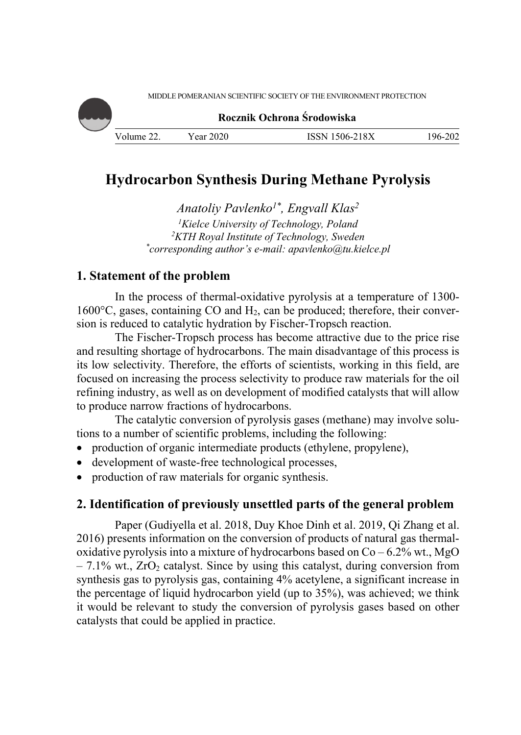# Hydrocarbon Synthesis During Methane Pyrolysis

*Anatoliy Pavlenko[1*], Engvall Klas[2]*

[1]*Kielce University of Technology, Poland*
[2]*KTH Royal Institute of Technology, Sweden*
[*]*corresponding author's e-mail: apavlenko@tu.kielce.pl*

## 1. Statement of the problem

In the process of thermal-oxidative pyrolysis at a temperature of 1300-1600°C, gases, containing CO and $H_2$, can be produced; therefore, their conversion is reduced to catalytic hydration by Fischer-Tropsch reaction.

The Fischer-Tropsch process has become attractive due to the price rise and resulting shortage of hydrocarbons. The main disadvantage of this process is its low selectivity. Therefore, the efforts of scientists, working in this field, are focused on increasing the process selectivity to produce raw materials for the oil refining industry, as well as on development of modified catalysts that will allow to produce narrow fractions of hydrocarbons.

The catalytic conversion of pyrolysis gases (methane) may involve solutions to a number of scientific problems, including the following:

- production of organic intermediate products (ethylene, propylene),
- development of waste-free technological processes,
- production of raw materials for organic synthesis.

## 2. Identification of previously unsettled parts of the general problem

Paper (Gudiyella et al. 2018, Duy Khoe Dinh et al. 2019, Qi Zhang et al. 2016) presents information on the conversion of products of natural gas thermal-oxidative pyrolysis into a mixture of hydrocarbons based on Co – 6.2% wt., MgO – 7.1% wt., $ZrO_2$ catalyst. Since by using this catalyst, during conversion from synthesis gas to pyrolysis gas, containing 4% acetylene, a significant increase in the percentage of liquid hydrocarbon yield (up to 35%), was achieved; we think it would be relevant to study the conversion of pyrolysis gases based on other catalysts that could be applied in practice.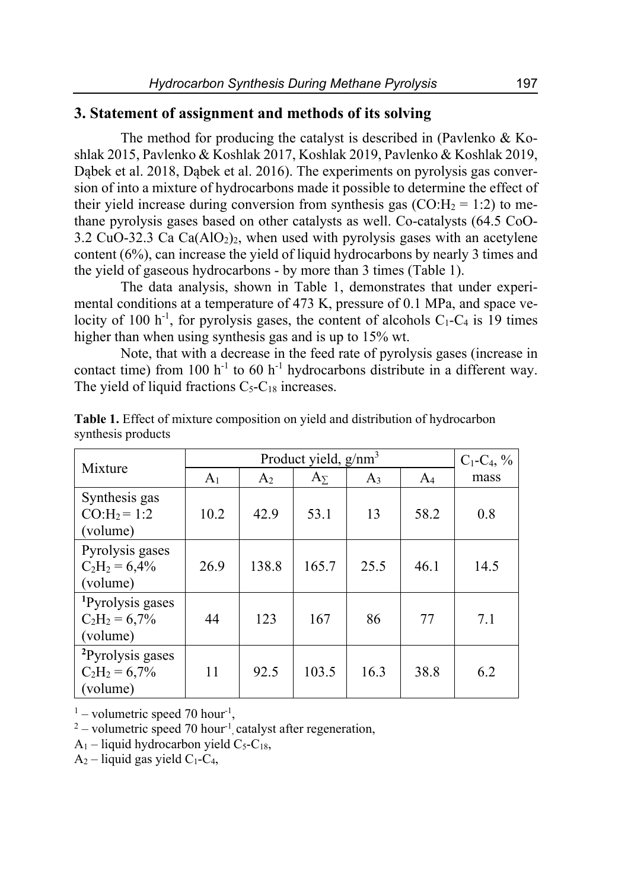## 3. Statement of assignment and methods of its solving

The method for producing the catalyst is described in (Pavlenko & Koshlak 2015, Pavlenko & Koshlak 2017, Koshlak 2019, Pavlenko & Koshlak 2019, Dąbek et al. 2018, Dąbek et al. 2016). The experiments on pyrolysis gas conversion of into a mixture of hydrocarbons made it possible to determine the effect of their yield increase during conversion from synthesis gas ($CO{:}H_2 = 1{:}2$) to methane pyrolysis gases based on other catalysts as well. Co-catalysts (64.5 CoO-3.2 CuO-32.3 Ca $Ca(AlO_2)_2$, when used with pyrolysis gases with an acetylene content (6%), can increase the yield of liquid hydrocarbons by nearly 3 times and the yield of gaseous hydrocarbons - by more than 3 times (Table 1).

The data analysis, shown in Table 1, demonstrates that under experimental conditions at a temperature of 473 K, pressure of 0.1 MPa, and space velocity of 100 $h^{-1}$, for pyrolysis gases, the content of alcohols $C_1$-$C_4$ is 19 times higher than when using synthesis gas and is up to 15% wt.

Note, that with a decrease in the feed rate of pyrolysis gases (increase in contact time) from 100 $h^{-1}$ to 60 $h^{-1}$ hydrocarbons distribute in a different way. The yield of liquid fractions $C_5$-$C_{18}$ increases.

**Table 1.** Effect of mixture composition on yield and distribution of hydrocarbon synthesis products

| Mixture | Product yield, g/nm$^3$ | | | | | $C_1$-$C_4$, % mass |
|---|---|---|---|---|---|---|
| | $A_1$ | $A_2$ | $A_\Sigma$ | $A_3$ | $A_4$ | |
| Synthesis gas $CO{:}H_2 = 1{:}2$ (volume) | 10.2 | 42.9 | 53.1 | 13 | 58.2 | 0.8 |
| Pyrolysis gases $C_2H_2$ = 6,4% (volume) | 26.9 | 138.8 | 165.7 | 25.5 | 46.1 | 14.5 |
| [1]Pyrolysis gases $C_2H_2$ = 6,7% (volume) | 44 | 123 | 167 | 86 | 77 | 7.1 |
| [2]Pyrolysis gases $C_2H_2$ = 6,7% (volume) | 11 | 92.5 | 103.5 | 16.3 | 38.8 | 6.2 |

[1] – volumetric speed 70 hour$^{-1}$,

[2] – volumetric speed 70 hour$^{-1}$, catalyst after regeneration,

$A_1$ – liquid hydrocarbon yield $C_5$-$C_{18}$,

$A_2$ – liquid gas yield $C_1$-$C_4$,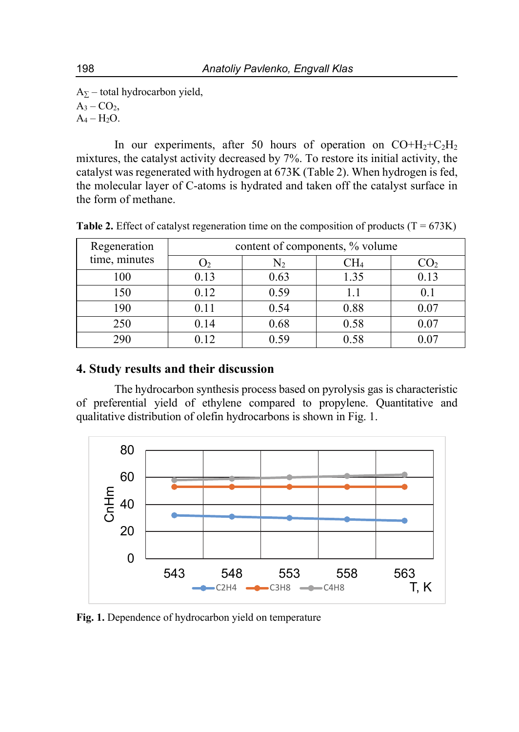$A_{\Sigma}$ – total hydrocarbon yield,
$A_3$ – $CO_2$,
$A_4$ – $H_2O$.

In our experiments, after 50 hours of operation on $CO+H_2+C_2H_2$ mixtures, the catalyst activity decreased by 7%. To restore its initial activity, the catalyst was regenerated with hydrogen at 673K (Table 2). When hydrogen is fed, the molecular layer of C-atoms is hydrated and taken off the catalyst surface in the form of methane.

**Table 2.** Effect of catalyst regeneration time on the composition of products (T = 673K)

| Regeneration time, minutes | content of components, % volume | | | |
|---|---|---|---|---|
| | $O_2$ | $N_2$ | $CH_4$ | $CO_2$ |
| 100 | 0.13 | 0.63 | 1.35 | 0.13 |
| 150 | 0.12 | 0.59 | 1.1 | 0.1 |
| 190 | 0.11 | 0.54 | 0.88 | 0.07 |
| 250 | 0.14 | 0.68 | 0.58 | 0.07 |
| 290 | 0.12 | 0.59 | 0.58 | 0.07 |

## 4. Study results and their discussion

The hydrocarbon synthesis process based on pyrolysis gas is characteristic of preferential yield of ethylene compared to propylene. Quantitative and qualitative distribution of olefin hydrocarbons is shown in Fig. 1.

**Fig. 1.** Dependence of hydrocarbon yield on temperature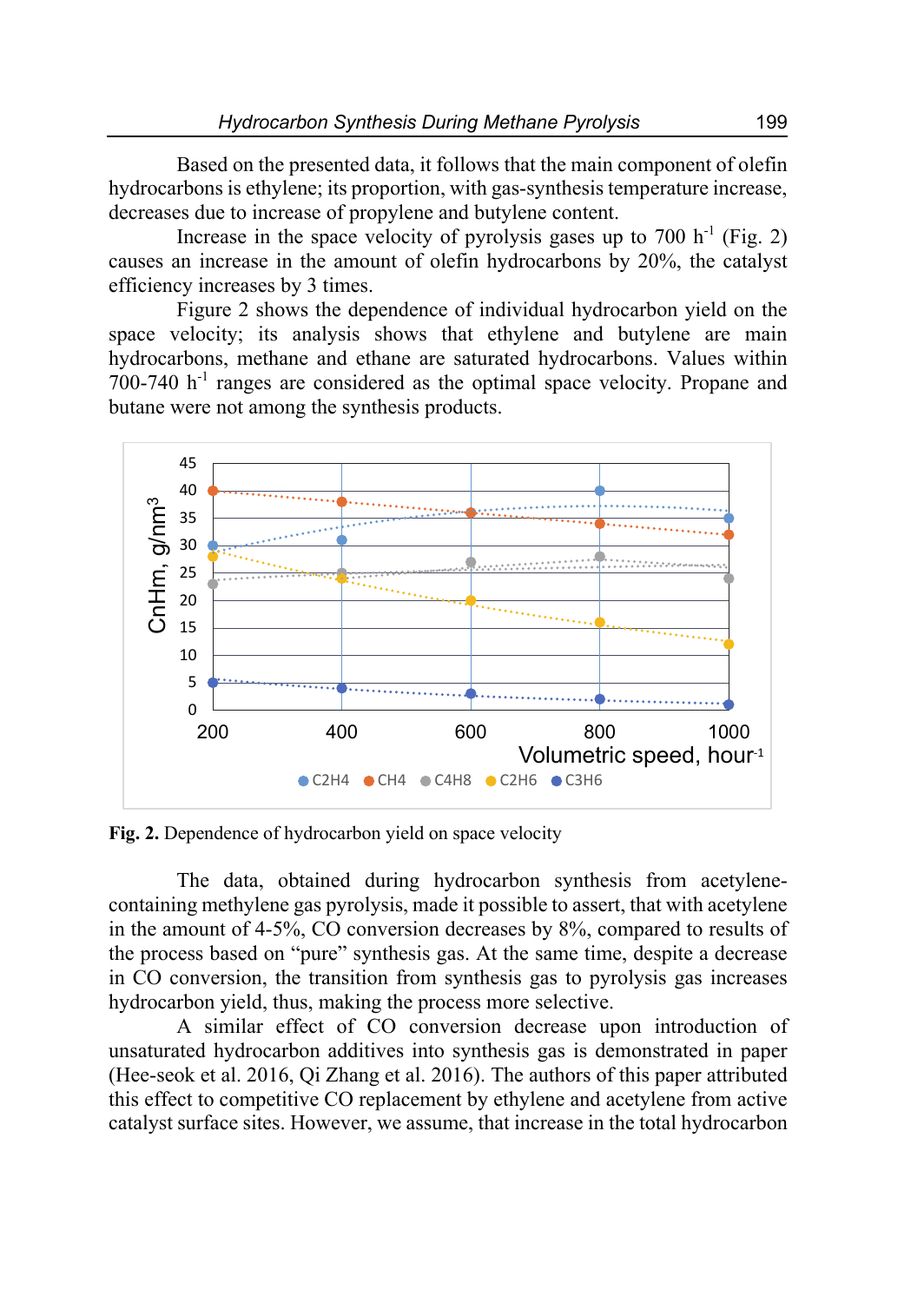Based on the presented data, it follows that the main component of olefin hydrocarbons is ethylene; its proportion, with gas-synthesis temperature increase, decreases due to increase of propylene and butylene content.

Increase in the space velocity of pyrolysis gases up to 700 $h^{-1}$ (Fig. 2) causes an increase in the amount of olefin hydrocarbons by 20%, the catalyst efficiency increases by 3 times.

Figure 2 shows the dependence of individual hydrocarbon yield on the space velocity; its analysis shows that ethylene and butylene are main hydrocarbons, methane and ethane are saturated hydrocarbons. Values within 700-740 $h^{-1}$ ranges are considered as the optimal space velocity. Propane and butane were not among the synthesis products.

**Fig. 2.** Dependence of hydrocarbon yield on space velocity

The data, obtained during hydrocarbon synthesis from acetylene-containing methylene gas pyrolysis, made it possible to assert, that with acetylene in the amount of 4-5%, CO conversion decreases by 8%, compared to results of the process based on "pure" synthesis gas. At the same time, despite a decrease in CO conversion, the transition from synthesis gas to pyrolysis gas increases hydrocarbon yield, thus, making the process more selective.

A similar effect of CO conversion decrease upon introduction of unsaturated hydrocarbon additives into synthesis gas is demonstrated in paper (Hee-seok et al. 2016, Qi Zhang et al. 2016). The authors of this paper attributed this effect to competitive CO replacement by ethylene and acetylene from active catalyst surface sites. However, we assume, that increase in the total hydrocarbon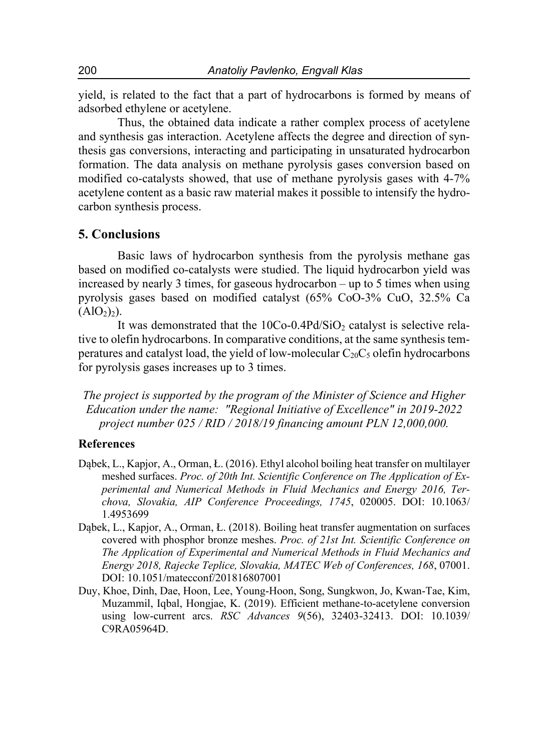yield, is related to the fact that a part of hydrocarbons is formed by means of adsorbed ethylene or acetylene.

Thus, the obtained data indicate a rather complex process of acetylene and synthesis gas interaction. Acetylene affects the degree and direction of synthesis gas conversions, interacting and participating in unsaturated hydrocarbon formation. The data analysis on methane pyrolysis gases conversion based on modified co-catalysts showed, that use of methane pyrolysis gases with 4-7% acetylene content as a basic raw material makes it possible to intensify the hydrocarbon synthesis process.

## 5. Conclusions

Basic laws of hydrocarbon synthesis from the pyrolysis methane gas based on modified co-catalysts were studied. The liquid hydrocarbon yield was increased by nearly 3 times, for gaseous hydrocarbon – up to 5 times when using pyrolysis gases based on modified catalyst (65% CoO-3% CuO, 32.5% $Ca(AlO_2)_2$).

It was demonstrated that the 10Co-0.4Pd/$SiO_2$ catalyst is selective relative to olefin hydrocarbons. In comparative conditions, at the same synthesis temperatures and catalyst load, the yield of low-molecular $C_{20}C_5$ olefin hydrocarbons for pyrolysis gases increases up to 3 times.

*The project is supported by the program of the Minister of Science and Higher Education under the name: "Regional Initiative of Excellence" in 2019-2022 project number 025 / RID / 2018/19 financing amount PLN 12,000,000.*

### References

- Dąbek, L., Kapjor, A., Orman, Ł. (2016). Ethyl alcohol boiling heat transfer on multilayer meshed surfaces. *Proc. of 20th Int. Scientific Conference on The Application of Experimental and Numerical Methods in Fluid Mechanics and Energy 2016, Terchova, Slovakia, AIP Conference Proceedings, 1745*, 020005. DOI: 10.1063/1.4953699
- Dąbek, L., Kapjor, A., Orman, Ł. (2018). Boiling heat transfer augmentation on surfaces covered with phosphor bronze meshes. *Proc. of 21st Int. Scientific Conference on The Application of Experimental and Numerical Methods in Fluid Mechanics and Energy 2018, Rajecke Teplice, Slovakia, MATEC Web of Conferences, 168*, 07001. DOI: 10.1051/matecconf/201816807001
- Duy, Khoe, Dinh, Dae, Hoon, Lee, Young-Hoon, Song, Sungkwon, Jo, Kwan-Tae, Kim, Muzammil, Iqbal, Hongjae, K. (2019). Efficient methane-to-acetylene conversion using low-current arcs. *RSC Advances 9*(56), 32403-32413. DOI: 10.1039/C9RA05964D.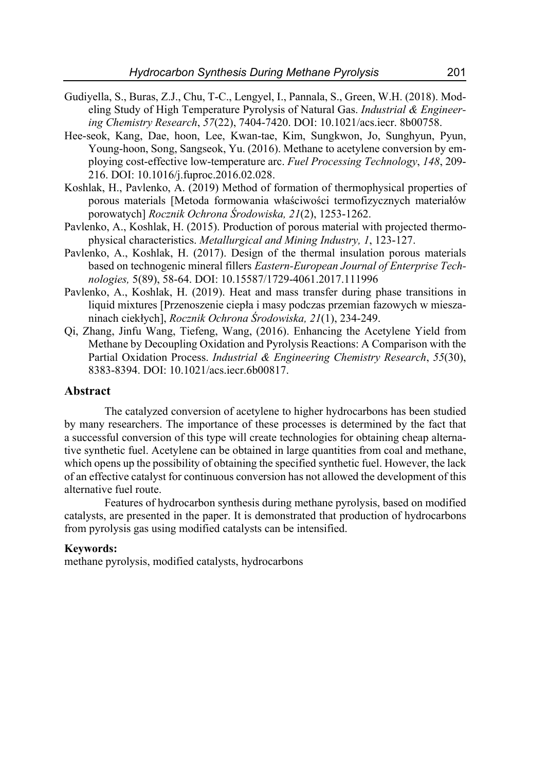Gudiyella, S., Buras, Z.J., Chu, T-C., Lengyel, I., Pannala, S., Green, W.H. (2018). Modeling Study of High Temperature Pyrolysis of Natural Gas. *Industrial & Engineering Chemistry Research*, *57*(22), 7404-7420. DOI: 10.1021/acs.iecr. 8b00758.

Hee-seok, Kang, Dae, hoon, Lee, Kwan-tae, Kim, Sungkwon, Jo, Sunghyun, Pyun, Young-hoon, Song, Sangseok, Yu. (2016). Methane to acetylene conversion by employing cost-effective low-temperature arc. *Fuel Processing Technology*, *148*, 209-216. DOI: 10.1016/j.fuproc.2016.02.028.

Koshlak, H., Pavlenko, A. (2019) Method of formation of thermophysical properties of porous materials [Metoda formowania właściwości termofizycznych materiałów porowatych] *Rocznik Ochrona Środowiska, 21*(2), 1253-1262.

Pavlenko, A., Koshlak, H. (2015). Production of porous material with projected thermophysical characteristics. *Metallurgical and Mining Industry, 1*, 123-127.

Pavlenko, A., Koshlak, H. (2017). Design of the thermal insulation porous materials based on technogenic mineral fillers *Eastern-European Journal of Enterprise Technologies,* 5(89), 58-64. DOI: 10.15587/1729-4061.2017.111996

Pavlenko, A., Koshlak, H. (2019). Heat and mass transfer during phase transitions in liquid mixtures [Przenoszenie ciepła i masy podczas przemian fazowych w mieszaninach ciekłych], *Rocznik Ochrona Środowiska, 21*(1), 234-249.

Qi, Zhang, Jinfu Wang, Tiefeng, Wang, (2016). Enhancing the Acetylene Yield from Methane by Decoupling Oxidation and Pyrolysis Reactions: A Comparison with the Partial Oxidation Process. *Industrial & Engineering Chemistry Research*, *55*(30), 8383-8394. DOI: 10.1021/acs.iecr.6b00817.

## Abstract

The catalyzed conversion of acetylene to higher hydrocarbons has been studied by many researchers. The importance of these processes is determined by the fact that a successful conversion of this type will create technologies for obtaining cheap alternative synthetic fuel. Acetylene can be obtained in large quantities from coal and methane, which opens up the possibility of obtaining the specified synthetic fuel. However, the lack of an effective catalyst for continuous conversion has not allowed the development of this alternative fuel route.

Features of hydrocarbon synthesis during methane pyrolysis, based on modified catalysts, are presented in the paper. It is demonstrated that production of hydrocarbons from pyrolysis gas using modified catalysts can be intensified.

**Keywords:**
methane pyrolysis, modified catalysts, hydrocarbons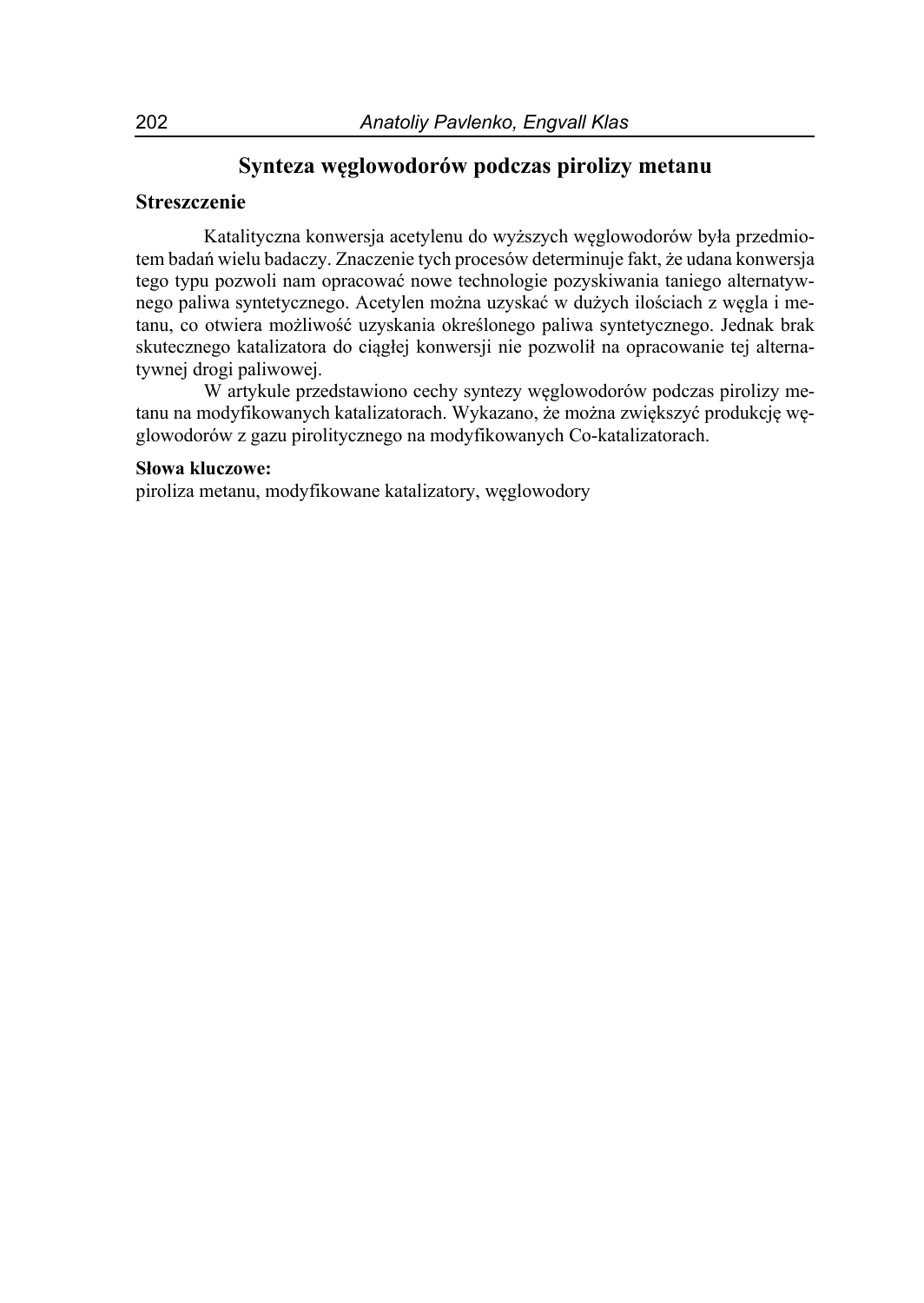# Synteza węglowodorów podczas pirolizy metanu

## Streszczenie

Katalityczna konwersja acetylenu do wyższych węglowodorów była przedmiotem badań wielu badaczy. Znaczenie tych procesów determinuje fakt, że udana konwersja tego typu pozwoli nam opracować nowe technologie pozyskiwania taniego alternatywnego paliwa syntetycznego. Acetylen można uzyskać w dużych ilościach z węgla i metanu, co otwiera możliwość uzyskania określonego paliwa syntetycznego. Jednak brak skutecznego katalizatora do ciągłej konwersji nie pozwolił na opracowanie tej alternatywnej drogi paliwowej.

W artykule przedstawiono cechy syntezy węglowodorów podczas pirolizy metanu na modyfikowanych katalizatorach. Wykazano, że można zwiększyć produkcję węglowodorów z gazu pirolitycznego na modyfikowanych Co-katalizatorach.

**Słowa kluczowe:**
piroliza metanu, modyfikowane katalizatory, węglowodory